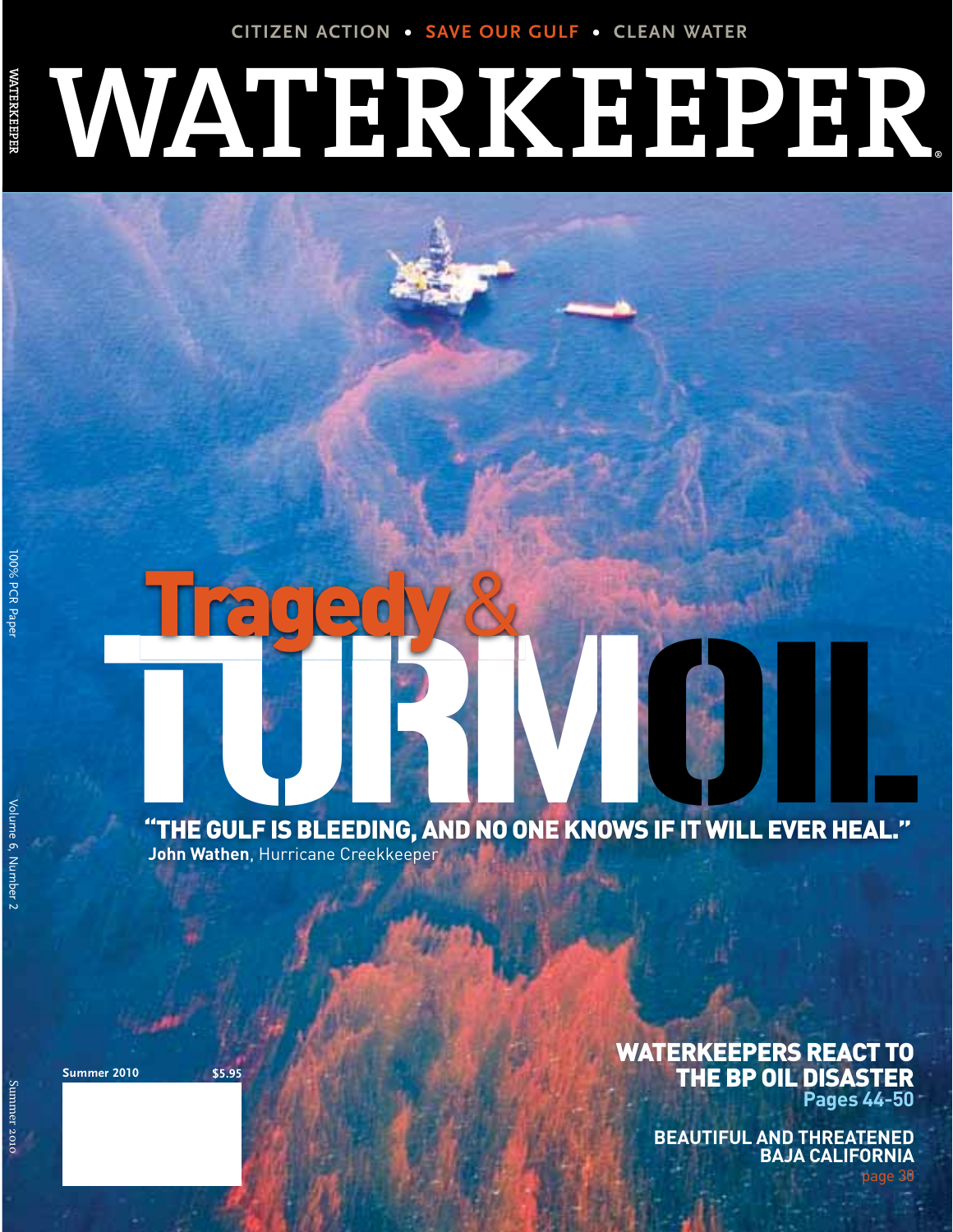CITIZEN ACTION • SAVE OUR GULF • CLEAN WATER

# WATERKEEPER

# Tragedy & TURMOIL.

**"THE GULF IS BLEEDING, AND NO ONE KNOWS IF IT WILL EVER HEAL."**
**John Wathen**, Hurricane Creekkeeper

Summer 2010 $5.95

**WATERKEEPERS REACT TO THE BP OIL DISASTER**
Pages 44-50

**BEAUTIFUL AND THREATENED BAJA CALIFORNIA**
page 38

100% PCR Paper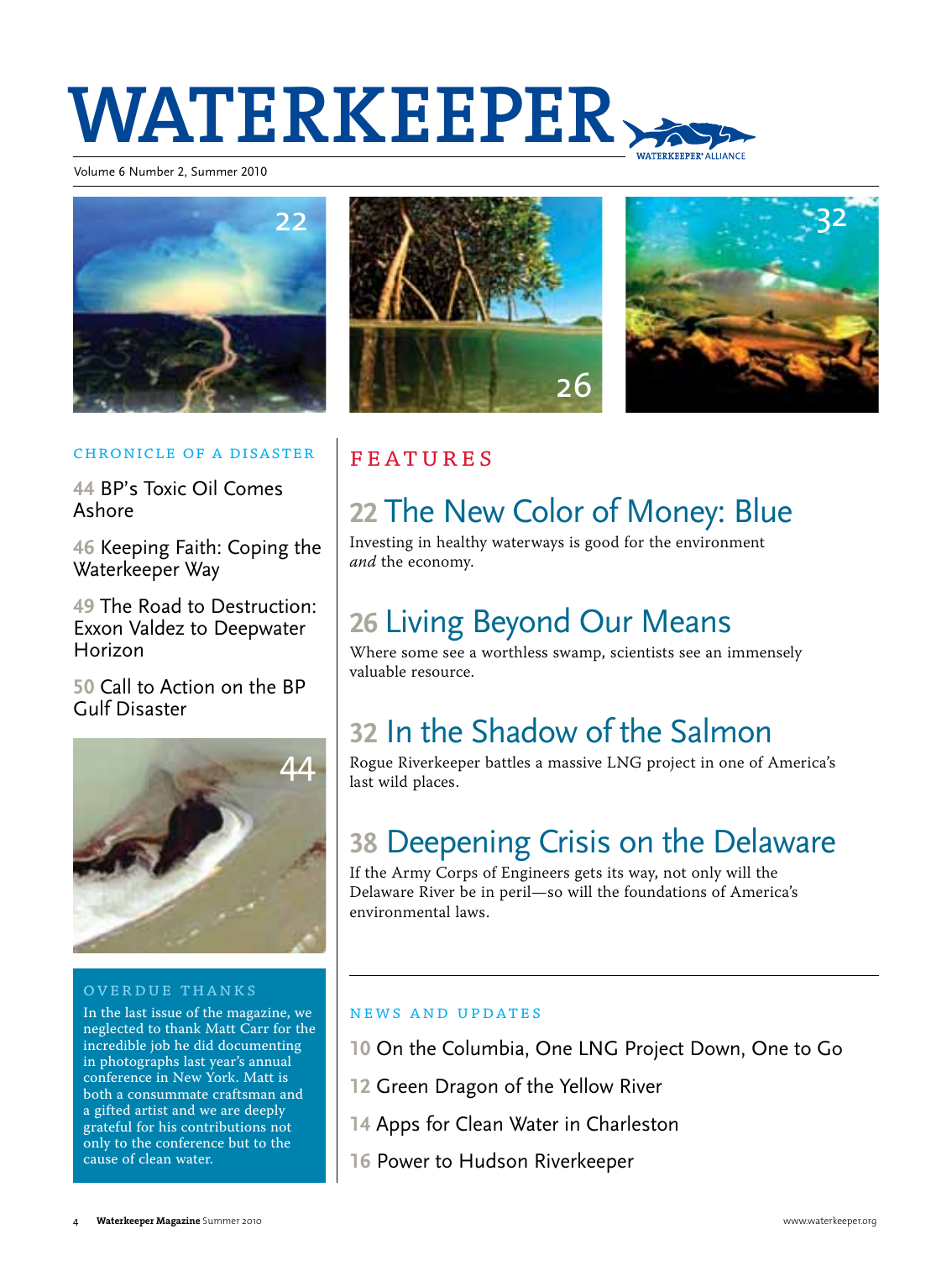# WATERKEEPER

Volume 6 Number 2, Summer 2010

## FEATURES

### 22 The New Color of Money: Blue

Investing in healthy waterways is good for the environment *and* the economy.

### 26 Living Beyond Our Means

Where some see a worthless swamp, scientists see an immensely valuable resource.

### 32 In the Shadow of the Salmon

Rogue Riverkeeper battles a massive LNG project in one of America's last wild places.

### 38 Deepening Crisis on the Delaware

If the Army Corps of Engineers gets its way, not only will the Delaware River be in peril—so will the foundations of America's environmental laws.

## CHRONICLE OF A DISASTER

44 BP's Toxic Oil Comes Ashore

46 Keeping Faith: Coping the Waterkeeper Way

49 The Road to Destruction: Exxon Valdez to Deepwater Horizon

50 Call to Action on the BP Gulf Disaster

## NEWS AND UPDATES

10 On the Columbia, One LNG Project Down, One to Go

12 Green Dragon of the Yellow River

14 Apps for Clean Water in Charleston

16 Power to Hudson Riverkeeper

## OVERDUE THANKS

In the last issue of the magazine, we neglected to thank Matt Carr for the incredible job he did documenting in photographs last year's annual conference in New York. Matt is both a consummate craftsman and a gifted artist and we are deeply grateful for his contributions not only to the conference but to the cause of clean water.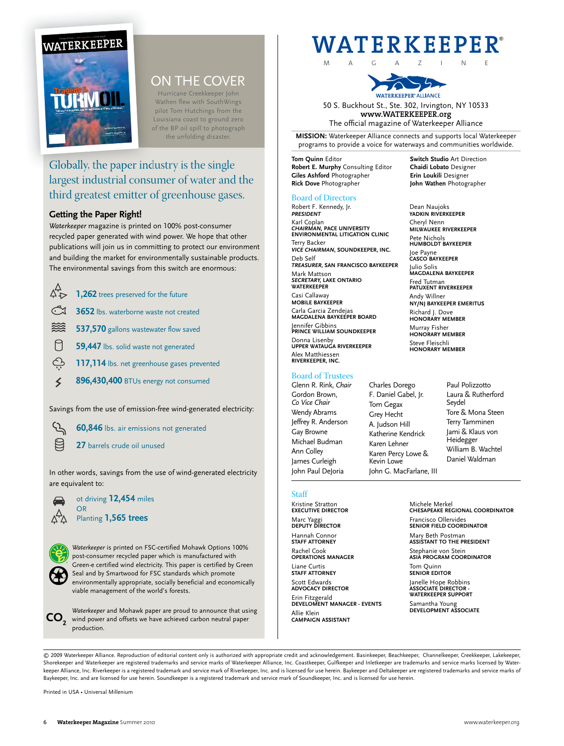## ON THE COVER

Hurricane Creekkeeper John Wathen flew with SouthWings pilot Tom Hutchings from the Louisiana coast to ground zero of the BP oil spill to photograph the unfolding disaster.

Globally, the paper industry is the single largest industrial consumer of water and the third greatest emitter of greenhouse gases.

### Getting the Paper Right!

*Waterkeeper* magazine is printed on 100% post-consumer recycled paper generated with wind power. We hope that other publications will join us in committing to protect our environment and building the market for environmentally sustainable products. The environmental savings from this switch are enormous:

- **1,262** trees preserved for the future
- **3652** lbs. waterborne waste not created
- **537,570** gallons wastewater flow saved
- **59,447** lbs. solid waste not generated
- **117,114** lbs. net greenhouse gases prevented
- **896,430,400** BTUs energy not consumed

Savings from the use of emission-free wind-generated electricity:

- **60,846** lbs. air emissions not generated
- **27** barrels crude oil unused

In other words, savings from the use of wind-generated electricity are equivalent to:

- ot driving **12,454** miles
- OR
- Planting **1,565 trees**

*Waterkeeper* is printed on FSC-certified Mohawk Options 100% post-consumer recycled paper which is manufactured with Green-e certified wind electricity. This paper is certified by Green Seal and by Smartwood for FSC standards which promote environmentally appropriate, socially beneficial and economically viable management of the world's forests.

$CO_2$ *Waterkeeper* and Mohawk paper are proud to announce that using wind power and offsets we have achieved carbon neutral paper production.

# WATERKEEPER® MAGAZINE

WATERKEEPER® ALLIANCE

50 S. Buckhout St., Ste. 302, Irvington, NY 10533
**www.WATERKEEPER.org**
The official magazine of Waterkeeper Alliance

**MISSION:** Waterkeeper Alliance connects and supports local Waterkeeper programs to provide a voice for waterways and communities worldwide.

**Tom Quinn** Editor
**Robert E. Murphy** Consulting Editor
**Giles Ashford** Photographer
**Rick Dove** Photographer
**Switch Studio** Art Direction
**Chaidi Lobato** Designer
**Erin Loukili** Designer
**John Wathen** Photographer

## Board of Directors

Robert F. Kennedy, Jr.
***PRESIDENT***

Karl Coplan
***CHAIRMAN*, PACE UNIVERSITY ENVIRONMENTAL LITIGATION CLINIC**

Terry Backer
***VICE CHAIRMAN*, SOUNDKEEPER, INC.**

Deb Self
***TREASURER*, SAN FRANCISCO BAYKEEPER**

Mark Mattson
***SECRETARY*, LAKE ONTARIO WATERKEEPER**

Casi Callaway
**MOBILE BAYKEEPER**

Carla Garcia Zendejas
**MAGDALENA BAYKEEPER BOARD**

Jennifer Gibbins
**PRINCE WILLIAM SOUNDKEEPER**

Donna Lisenby
**UPPER WATAUGA RIVERKEEPER**

Alex Matthiessen
**RIVERKEEPER, INC.**

Dean Naujoks
**YADKIN RIVERKEEPER**

Cheryl Nenn
**MILWAUKEE RIVERKEEPER**

Pete Nichols
**HUMBOLDT BAYKEEPER**

Joe Payne
**CASCO BAYKEEPER**

Julio Solis
**MAGDALENA BAYKEEPER**

Fred Tutman
**PATUXENT RIVERKEEPER**

Andy Willner
**NY/NJ BAYKEEPER EMERITUS**

Richard J. Dove
**HONORARY MEMBER**

Murray Fisher
**HONORARY MEMBER**

Steve Fleischli
**HONORARY MEMBER**

## Board of Trustees

Glenn R. Rink, *Chair*
Gordon Brown, *Co Vice Chair*
Wendy Abrams
Jeffrey R. Anderson
Gay Browne
Michael Budman
Ann Colley
James Curleigh
John Paul DeJoria
Charles Dorego
F. Daniel Gabel, Jr.
Tom Gegax
Grey Hecht
A. Judson Hill
Katherine Kendrick
Karen Lehner
Karen Percy Lowe & Kevin Lowe
John G. MacFarlane, III
Paul Polizzotto
Laura & Rutherford Seydel
Tore & Mona Steen
Terry Tamminen
Jami & Klaus von Heidegger
William B. Wachtel
Daniel Waldman

## Staff

Kristine Stratton
**EXECUTIVE DIRECTOR**

Marc Yaggi
**DEPUTY DIRECTOR**

Hannah Connor
**STAFF ATTORNEY**

Rachel Cook
**OPERATIONS MANAGER**

Liane Curtis
**STAFF ATTORNEY**

Scott Edwards
**ADVOCACY DIRECTOR**

Erin Fitzgerald
**DEVELOMENT MANAGER - EVENTS**

Allie Klein
**CAMPAIGN ASSISTANT**

Michele Merkel
**CHESAPEAKE REGIONAL COORDINATOR**

Francisco Ollervides
**SENIOR FIELD COORDINATOR**

Mary Beth Postman
**ASSISTANT TO THE PRESIDENT**

Stephanie von Stein
**ASIA PROGRAM COORDINATOR**

Tom Quinn
**SENIOR EDITOR**

Janelle Hope Robbins
**ASSOCIATE DIRECTOR - WATERKEEPER SUPPORT**

Samantha Young
**DEVELOPMENT ASSOCIATE**

© 2009 Waterkeeper Alliance. Reproduction of editorial content only is authorized with appropriate credit and acknowledgement. Basinkeeper, Beachkeeper, Channelkeeper, Creekkeeper, Lakekeeper, Shorekeeper and Waterkeeper are registered trademarks and service marks of Waterkeeper Alliance, Inc. Coastkeeper, Gulfkeeper and Inletkeeper are trademarks and service marks licensed by Waterkeeper Alliance, Inc. Riverkeeper is a registered trademark and service mark of Riverkeeper, Inc. and is licensed for use herein. Baykeeper and Deltakeeper are registered trademarks and service marks of Baykeeper, Inc. and are licensed for use herein. Soundkeeper is a registered trademark and service mark of Soundkeeper, Inc. and is licensed for use herein.

Printed in USA • Universal Millenium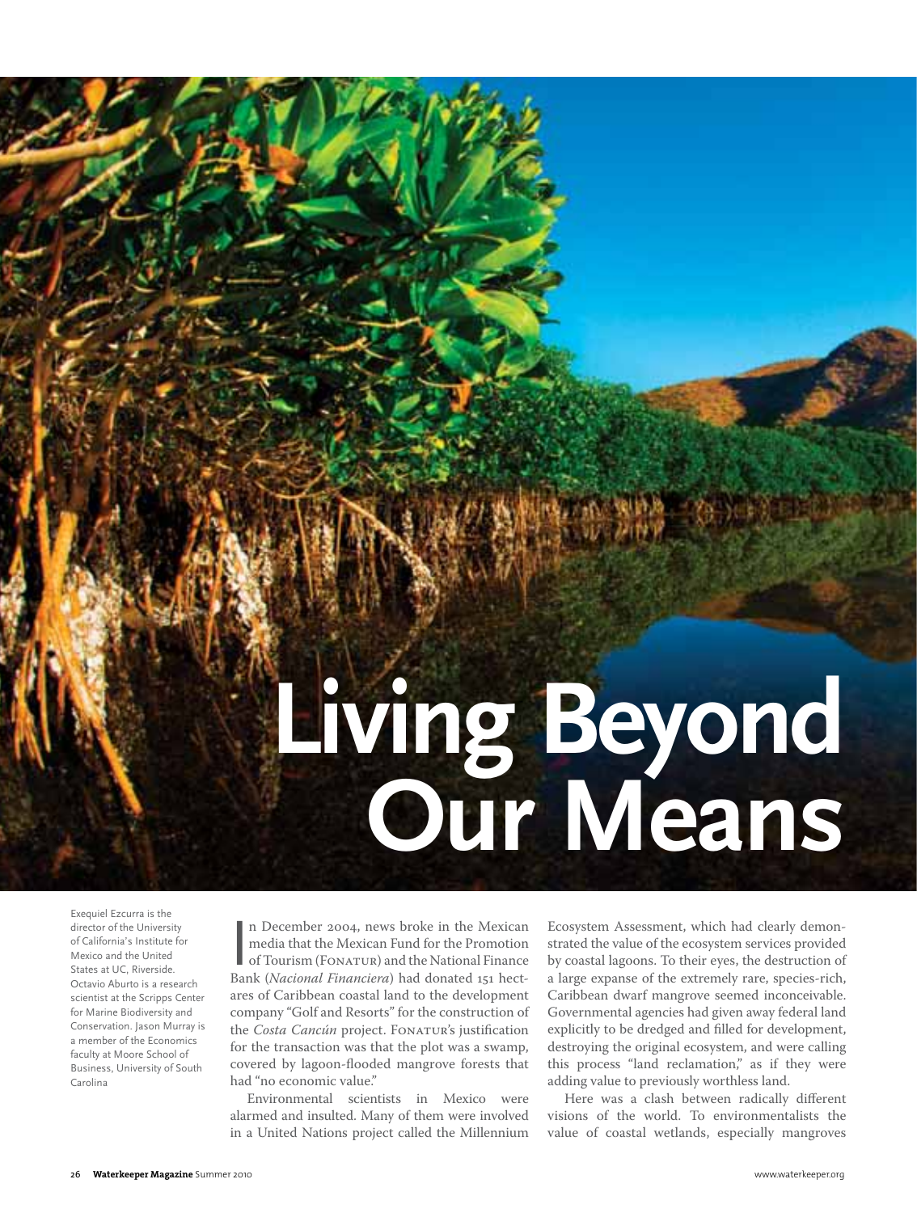# Living Beyond Our Means

Exequiel Ezcurra is the director of the University of California's Institute for Mexico and the United States at UC, Riverside. Octavio Aburto is a research scientist at the Scripps Center for Marine Biodiversity and Conservation. Jason Murray is a member of the Economics faculty at Moore School of Business, University of South Carolina

In December 2004, news broke in the Mexican media that the Mexican Fund for the Promotion of Tourism (FONATUR) and the National Finance Bank (*Nacional Financiera*) had donated 151 hectares of Caribbean coastal land to the development company "Golf and Resorts" for the construction of the *Costa Cancún* project. FONATUR's justification for the transaction was that the plot was a swamp, covered by lagoon-flooded mangrove forests that had "no economic value."

Environmental scientists in Mexico were alarmed and insulted. Many of them were involved in a United Nations project called the Millennium Ecosystem Assessment, which had clearly demonstrated the value of the ecosystem services provided by coastal lagoons. To their eyes, the destruction of a large expanse of the extremely rare, species-rich, Caribbean dwarf mangrove seemed inconceivable. Governmental agencies had given away federal land explicitly to be dredged and filled for development, destroying the original ecosystem, and were calling this process "land reclamation," as if they were adding value to previously worthless land.

Here was a clash between radically different visions of the world. To environmentalists the value of coastal wetlands, especially mangroves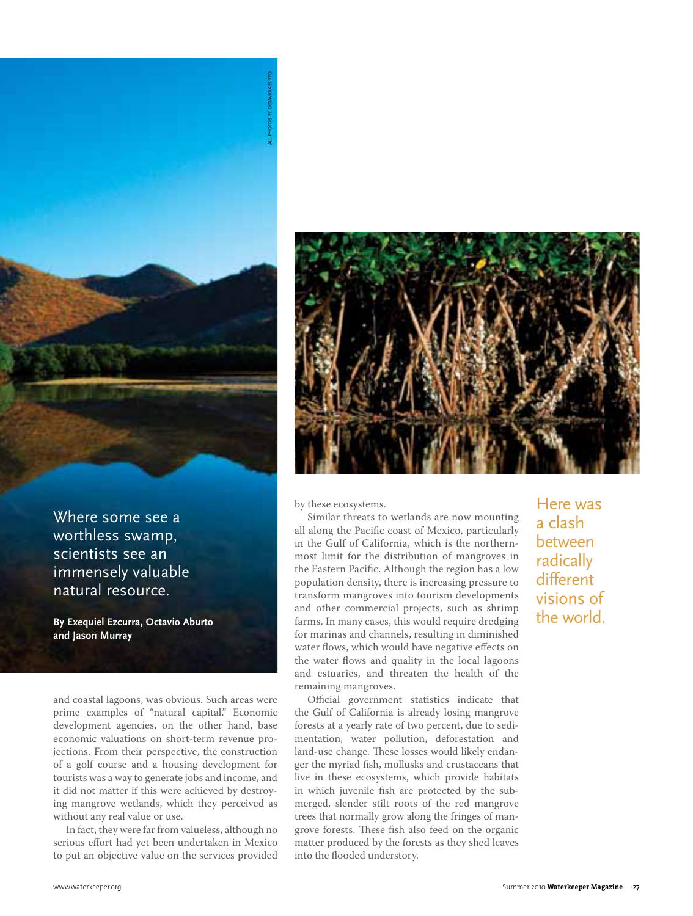Where some see a worthless swamp, scientists see an immensely valuable natural resource.

**By Exequiel Ezcurra, Octavio Aburto and Jason Murray**

and coastal lagoons, was obvious. Such areas were prime examples of "natural capital." Economic development agencies, on the other hand, base economic valuations on short-term revenue projections. From their perspective, the construction of a golf course and a housing development for tourists was a way to generate jobs and income, and it did not matter if this were achieved by destroying mangrove wetlands, which they perceived as without any real value or use.

In fact, they were far from valueless, although no serious effort had yet been undertaken in Mexico to put an objective value on the services provided by these ecosystems.

Similar threats to wetlands are now mounting all along the Pacific coast of Mexico, particularly in the Gulf of California, which is the northernmost limit for the distribution of mangroves in the Eastern Pacific. Although the region has a low population density, there is increasing pressure to transform mangroves into tourism developments and other commercial projects, such as shrimp farms. In many cases, this would require dredging for marinas and channels, resulting in diminished water flows, which would have negative effects on the water flows and quality in the local lagoons and estuaries, and threaten the health of the remaining mangroves.

Official government statistics indicate that the Gulf of California is already losing mangrove forests at a yearly rate of two percent, due to sedimentation, water pollution, deforestation and land-use change. These losses would likely endanger the myriad fish, mollusks and crustaceans that live in these ecosystems, which provide habitats in which juvenile fish are protected by the submerged, slender stilt roots of the red mangrove trees that normally grow along the fringes of mangrove forests. These fish also feed on the organic matter produced by the forests as they shed leaves into the flooded understory.

Here was a clash between radically different visions of the world.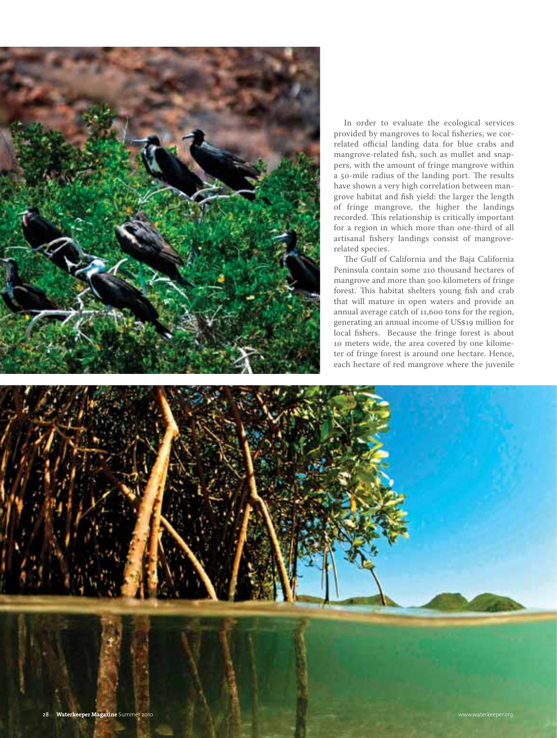In order to evaluate the ecological services provided by mangroves to local fisheries, we correlated official landing data for blue crabs and mangrove-related fish, such as mullet and snappers, with the amount of fringe mangrove within a 50-mile radius of the landing port. The results have shown a very high correlation between mangrove habitat and fish yield: the larger the length of fringe mangrove, the higher the landings recorded. This relationship is critically important for a region in which more than one-third of all artisanal fishery landings consist of mangrove-related species.

The Gulf of California and the Baja California Peninsula contain some 210 thousand hectares of mangrove and more than 500 kilometers of fringe forest. This habitat shelters young fish and crab that will mature in open waters and provide an annual average catch of 11,600 tons for the region, generating an annual income of US$19 million for local fishers. Because the fringe forest is about 10 meters wide, the area covered by one kilometer of fringe forest is around one hectare. Hence, each hectare of red mangrove where the juvenile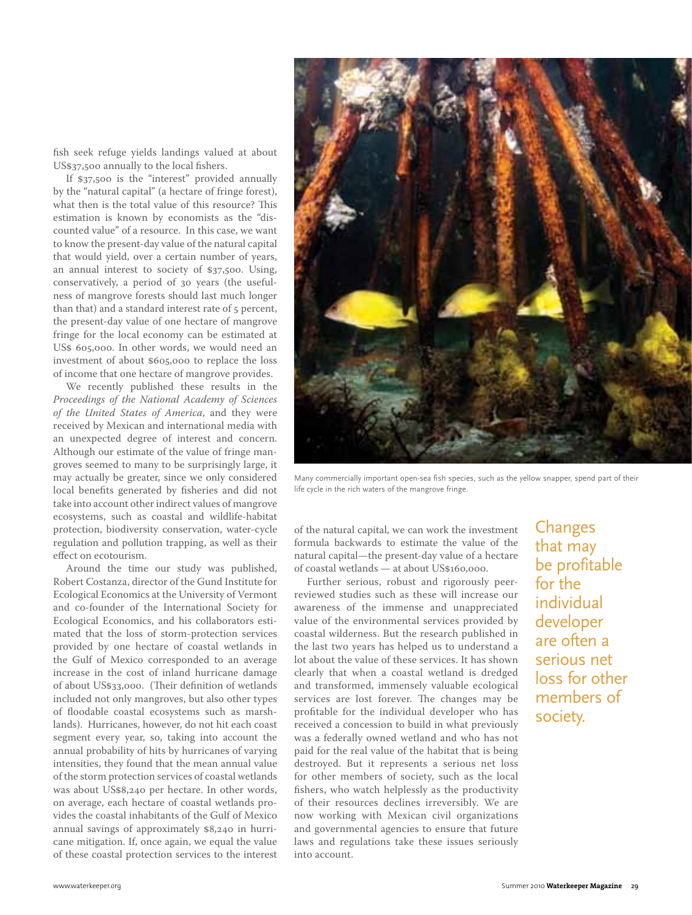fish seek refuge yields landings valued at about US$37,500 annually to the local fishers.

If $37,500 is the "interest" provided annually by the "natural capital" (a hectare of fringe forest), what then is the total value of this resource? This estimation is known by economists as the "discounted value" of a resource. In this case, we want to know the present-day value of the natural capital that would yield, over a certain number of years, an annual interest to society of $37,500. Using, conservatively, a period of 30 years (the usefulness of mangrove forests should last much longer than that) and a standard interest rate of 5 percent, the present-day value of one hectare of mangrove fringe for the local economy can be estimated at US$ 605,000. In other words, we would need an investment of about $605,000 to replace the loss of income that one hectare of mangrove provides.

We recently published these results in the *Proceedings of the National Academy of Sciences of the United States of America*, and they were received by Mexican and international media with an unexpected degree of interest and concern. Although our estimate of the value of fringe mangroves seemed to many to be surprisingly large, it may actually be greater, since we only considered local benefits generated by fisheries and did not take into account other indirect values of mangrove ecosystems, such as coastal and wildlife-habitat protection, biodiversity conservation, water-cycle regulation and pollution trapping, as well as their effect on ecotourism.

Around the time our study was published, Robert Costanza, director of the Gund Institute for Ecological Economics at the University of Vermont and co-founder of the International Society for Ecological Economics, and his collaborators estimated that the loss of storm-protection services provided by one hectare of coastal wetlands in the Gulf of Mexico corresponded to an average increase in the cost of inland hurricane damage of about US$33,000. (Their definition of wetlands included not only mangroves, but also other types of floodable coastal ecosystems such as marshlands). Hurricanes, however, do not hit each coast segment every year, so, taking into account the annual probability of hits by hurricanes of varying intensities, they found that the mean annual value of the storm protection services of coastal wetlands was about US$8,240 per hectare. In other words, on average, each hectare of coastal wetlands provides the coastal inhabitants of the Gulf of Mexico annual savings of approximately $8,240 in hurricane mitigation. If, once again, we equal the value of these coastal protection services to the interest of the natural capital, we can work the investment formula backwards to estimate the value of the natural capital—the present-day value of a hectare of coastal wetlands — at about US$160,000.

Many commercially important open-sea fish species, such as the yellow snapper, spend part of their life cycle in the rich waters of the mangrove fringe.

Further serious, robust and rigorously peer-reviewed studies such as these will increase our awareness of the immense and unappreciated value of the environmental services provided by coastal wilderness. But the research published in the last two years has helped us to understand a lot about the value of these services. It has shown clearly that when a coastal wetland is dredged and transformed, immensely valuable ecological services are lost forever. The changes may be profitable for the individual developer who has received a concession to build in what previously was a federally owned wetland and who has not paid for the real value of the habitat that is being destroyed. But it represents a serious net loss for other members of society, such as the local fishers, who watch helplessly as the productivity of their resources declines irreversibly. We are now working with Mexican civil organizations and governmental agencies to ensure that future laws and regulations take these issues seriously into account.

Changes that may be profitable for the individual developer are often a serious net loss for other members of society.